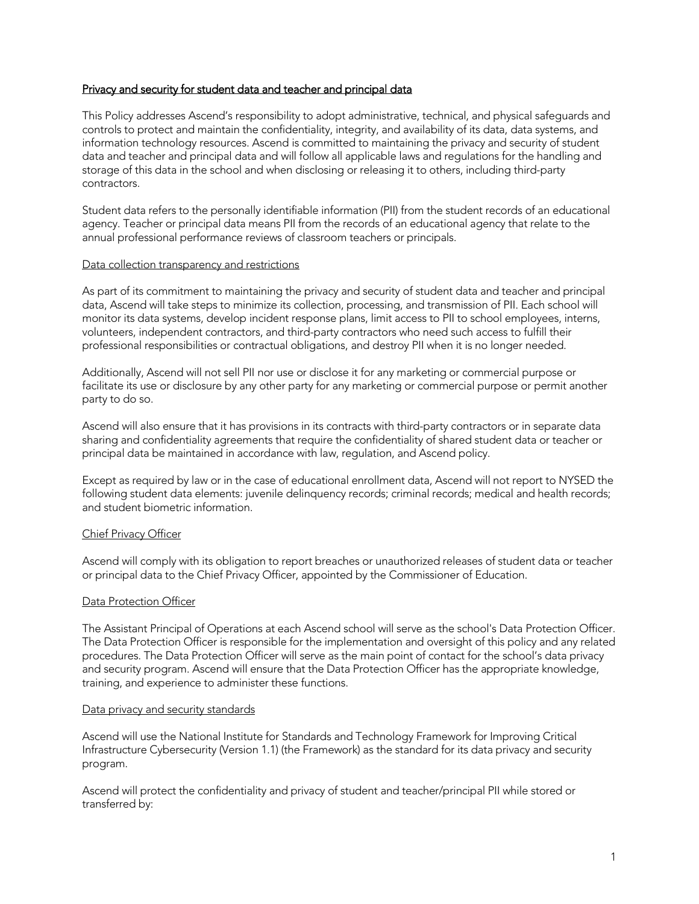## Privacy and security for student data and teacher and principal data

This Policy addresses Ascend's responsibility to adopt administrative, technical, and physical safeguards and controls to protect and maintain the confidentiality, integrity, and availability of its data, data systems, and information technology resources. Ascend is committed to maintaining the privacy and security of student data and teacher and principal data and will follow all applicable laws and regulations for the handling and storage of this data in the school and when disclosing or releasing it to others, including third-party contractors.

Student data refers to the personally identifiable information (PII) from the student records of an educational agency. Teacher or principal data means PII from the records of an educational agency that relate to the annual professional performance reviews of classroom teachers or principals.

### Data collection transparency and restrictions

As part of its commitment to maintaining the privacy and security of student data and teacher and principal data, Ascend will take steps to minimize its collection, processing, and transmission of PII. Each school will monitor its data systems, develop incident response plans, limit access to PII to school employees, interns, volunteers, independent contractors, and third-party contractors who need such access to fulfill their professional responsibilities or contractual obligations, and destroy PII when it is no longer needed.

Additionally, Ascend will not sell PII nor use or disclose it for any marketing or commercial purpose or facilitate its use or disclosure by any other party for any marketing or commercial purpose or permit another party to do so.

Ascend will also ensure that it has provisions in its contracts with third-party contractors or in separate data sharing and confidentiality agreements that require the confidentiality of shared student data or teacher or principal data be maintained in accordance with law, regulation, and Ascend policy.

Except as required by law or in the case of educational enrollment data, Ascend will not report to NYSED the following student data elements: juvenile delinquency records; criminal records; medical and health records; and student biometric information.

### Chief Privacy Officer

Ascend will comply with its obligation to report breaches or unauthorized releases of student data or teacher or principal data to the Chief Privacy Officer, appointed by the Commissioner of Education.

### Data Protection Officer

The Assistant Principal of Operations at each Ascend school will serve as the school's Data Protection Officer. The Data Protection Officer is responsible for the implementation and oversight of this policy and any related procedures. The Data Protection Officer will serve as the main point of contact for the school's data privacy and security program. Ascend will ensure that the Data Protection Officer has the appropriate knowledge, training, and experience to administer these functions.

### Data privacy and security standards

Ascend will use the National Institute for Standards and Technology Framework for Improving Critical Infrastructure Cybersecurity (Version 1.1) (the Framework) as the standard for its data privacy and security program.

Ascend will protect the confidentiality and privacy of student and teacher/principal PII while stored or transferred by: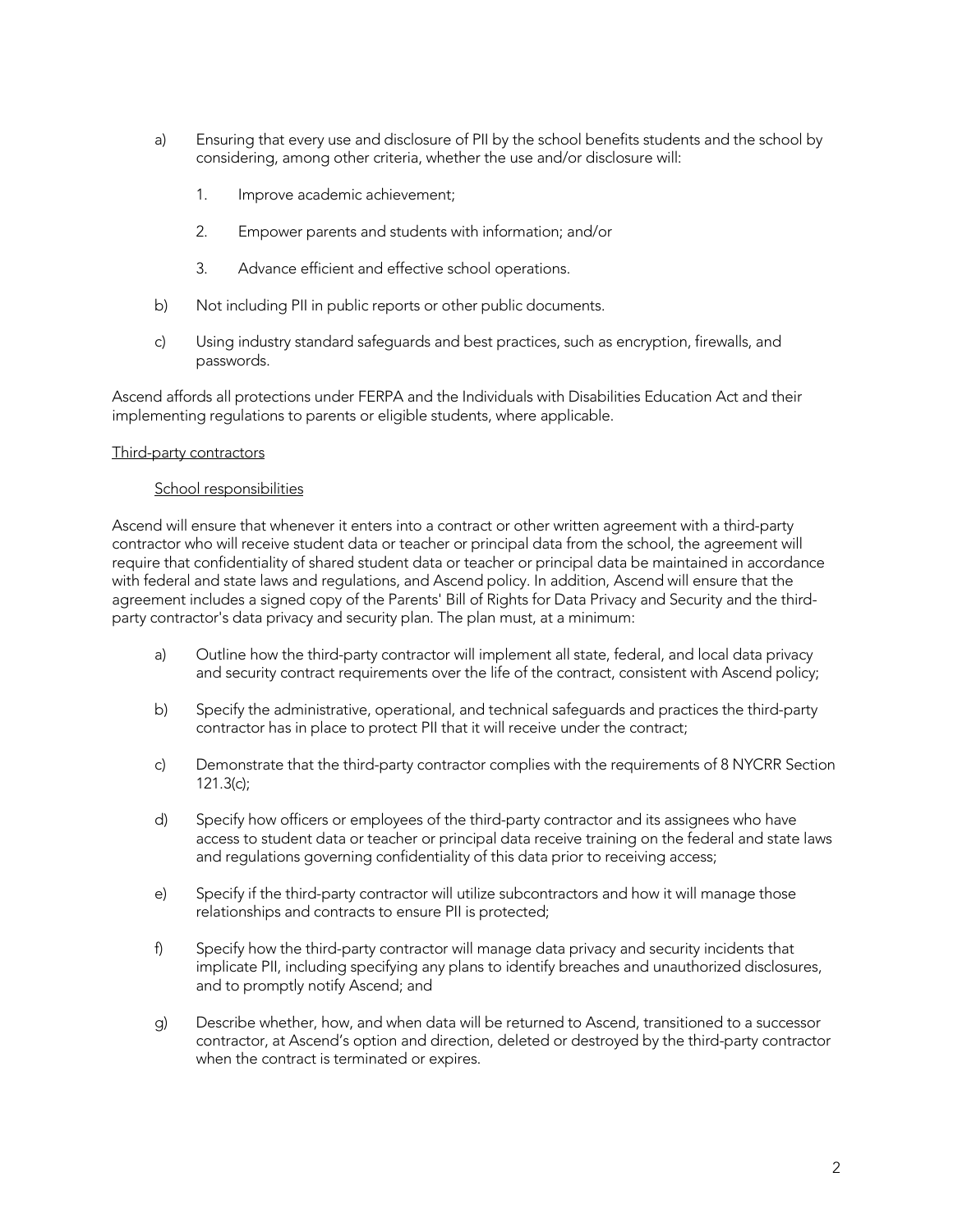a) Ensuring that every use and disclosure of PII by the school benefits students and the school by considering, among other criteria, whether the use and/or disclosure will:

   1. Improve academic achievement;

   2. Empower parents and students with information; and/or

   3. Advance efficient and effective school operations.

b) Not including PII in public reports or other public documents.

c) Using industry standard safeguards and best practices, such as encryption, firewalls, and passwords.

Ascend affords all protections under FERPA and the Individuals with Disabilities Education Act and their implementing regulations to parents or eligible students, where applicable.

<u>Third-party contractors</u>

<u>School responsibilities</u>

Ascend will ensure that whenever it enters into a contract or other written agreement with a third-party contractor who will receive student data or teacher or principal data from the school, the agreement will require that confidentiality of shared student data or teacher or principal data be maintained in accordance with federal and state laws and regulations, and Ascend policy. In addition, Ascend will ensure that the agreement includes a signed copy of the Parents' Bill of Rights for Data Privacy and Security and the third-party contractor's data privacy and security plan. The plan must, at a minimum:

a) Outline how the third-party contractor will implement all state, federal, and local data privacy and security contract requirements over the life of the contract, consistent with Ascend policy;

b) Specify the administrative, operational, and technical safeguards and practices the third-party contractor has in place to protect PII that it will receive under the contract;

c) Demonstrate that the third-party contractor complies with the requirements of 8 NYCRR Section 121.3(c);

d) Specify how officers or employees of the third-party contractor and its assignees who have access to student data or teacher or principal data receive training on the federal and state laws and regulations governing confidentiality of this data prior to receiving access;

e) Specify if the third-party contractor will utilize subcontractors and how it will manage those relationships and contracts to ensure PII is protected;

f) Specify how the third-party contractor will manage data privacy and security incidents that implicate PII, including specifying any plans to identify breaches and unauthorized disclosures, and to promptly notify Ascend; and

g) Describe whether, how, and when data will be returned to Ascend, transitioned to a successor contractor, at Ascend's option and direction, deleted or destroyed by the third-party contractor when the contract is terminated or expires.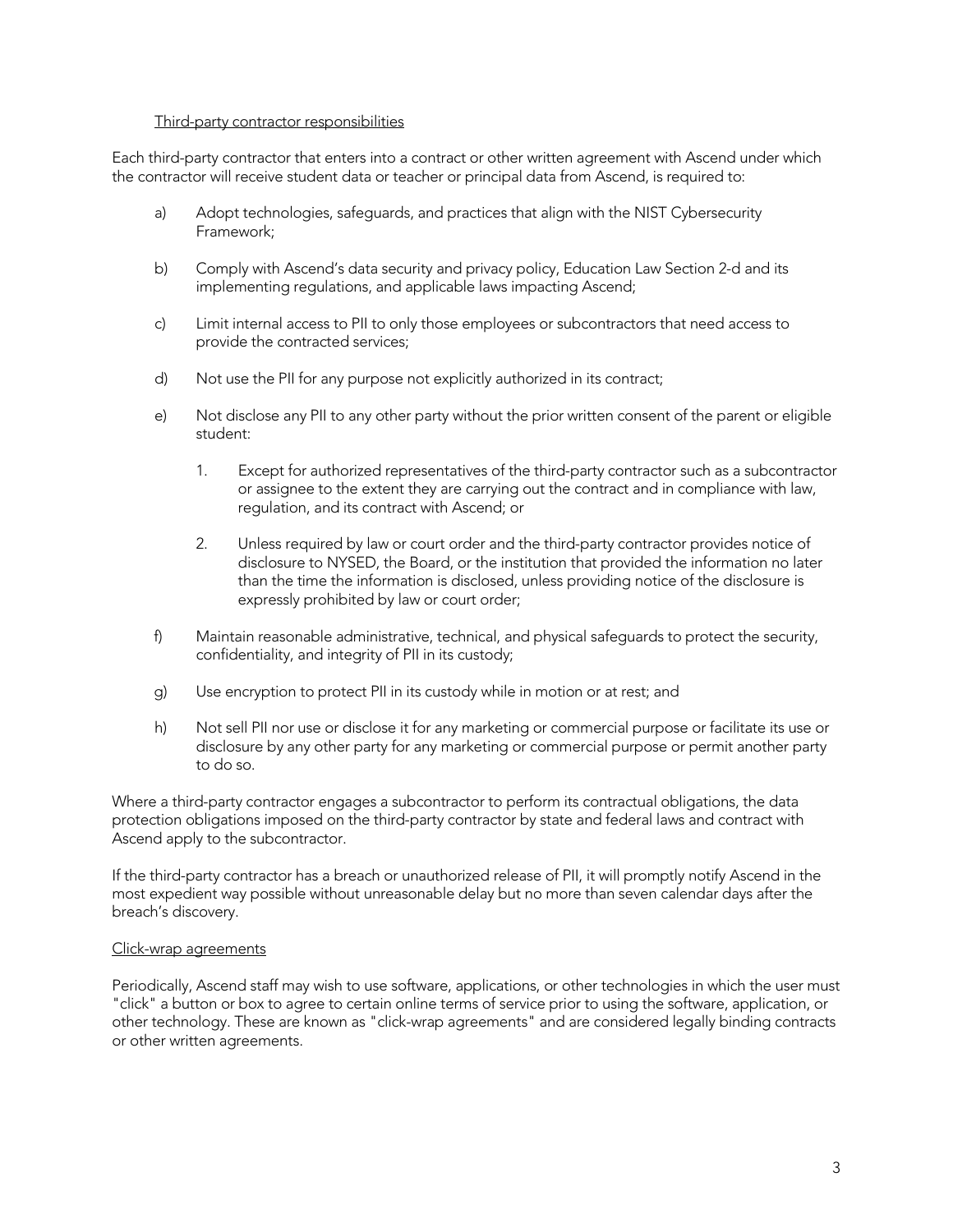<u>Third-party contractor responsibilities</u>

Each third-party contractor that enters into a contract or other written agreement with Ascend under which the contractor will receive student data or teacher or principal data from Ascend, is required to:

a) Adopt technologies, safeguards, and practices that align with the NIST Cybersecurity Framework;

b) Comply with Ascend's data security and privacy policy, Education Law Section 2-d and its implementing regulations, and applicable laws impacting Ascend;

c) Limit internal access to PII to only those employees or subcontractors that need access to provide the contracted services;

d) Not use the PII for any purpose not explicitly authorized in its contract;

e) Not disclose any PII to any other party without the prior written consent of the parent or eligible student:

   1. Except for authorized representatives of the third-party contractor such as a subcontractor or assignee to the extent they are carrying out the contract and in compliance with law, regulation, and its contract with Ascend; or

   2. Unless required by law or court order and the third-party contractor provides notice of disclosure to NYSED, the Board, or the institution that provided the information no later than the time the information is disclosed, unless providing notice of the disclosure is expressly prohibited by law or court order;

f) Maintain reasonable administrative, technical, and physical safeguards to protect the security, confidentiality, and integrity of PII in its custody;

g) Use encryption to protect PII in its custody while in motion or at rest; and

h) Not sell PII nor use or disclose it for any marketing or commercial purpose or facilitate its use or disclosure by any other party for any marketing or commercial purpose or permit another party to do so.

Where a third-party contractor engages a subcontractor to perform its contractual obligations, the data protection obligations imposed on the third-party contractor by state and federal laws and contract with Ascend apply to the subcontractor.

If the third-party contractor has a breach or unauthorized release of PII, it will promptly notify Ascend in the most expedient way possible without unreasonable delay but no more than seven calendar days after the breach's discovery.

<u>Click-wrap agreements</u>

Periodically, Ascend staff may wish to use software, applications, or other technologies in which the user must "click" a button or box to agree to certain online terms of service prior to using the software, application, or other technology. These are known as "click-wrap agreements" and are considered legally binding contracts or other written agreements.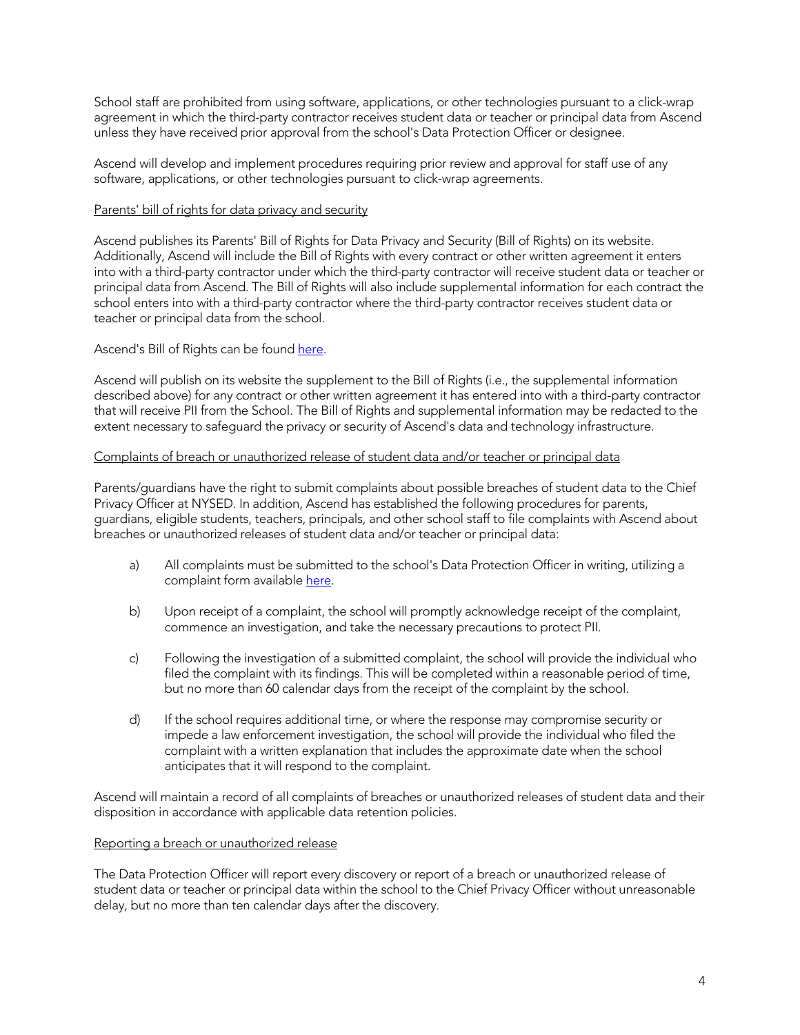School staff are prohibited from using software, applications, or other technologies pursuant to a click-wrap agreement in which the third-party contractor receives student data or teacher or principal data from Ascend unless they have received prior approval from the school's Data Protection Officer or designee.

Ascend will develop and implement procedures requiring prior review and approval for staff use of any software, applications, or other technologies pursuant to click-wrap agreements.

<u>Parents' bill of rights for data privacy and security</u>

Ascend publishes its Parents' Bill of Rights for Data Privacy and Security (Bill of Rights) on its website. Additionally, Ascend will include the Bill of Rights with every contract or other written agreement it enters into with a third-party contractor under which the third-party contractor will receive student data or teacher or principal data from Ascend. The Bill of Rights will also include supplemental information for each contract the school enters into with a third-party contractor where the third-party contractor receives student data or teacher or principal data from the school.

Ascend's Bill of Rights can be found here.

Ascend will publish on its website the supplement to the Bill of Rights (i.e., the supplemental information described above) for any contract or other written agreement it has entered into with a third-party contractor that will receive PII from the School. The Bill of Rights and supplemental information may be redacted to the extent necessary to safeguard the privacy or security of Ascend's data and technology infrastructure.

<u>Complaints of breach or unauthorized release of student data and/or teacher or principal data</u>

Parents/guardians have the right to submit complaints about possible breaches of student data to the Chief Privacy Officer at NYSED. In addition, Ascend has established the following procedures for parents, guardians, eligible students, teachers, principals, and other school staff to file complaints with Ascend about breaches or unauthorized releases of student data and/or teacher or principal data:

a) All complaints must be submitted to the school's Data Protection Officer in writing, utilizing a complaint form available here.

b) Upon receipt of a complaint, the school will promptly acknowledge receipt of the complaint, commence an investigation, and take the necessary precautions to protect PII.

c) Following the investigation of a submitted complaint, the school will provide the individual who filed the complaint with its findings. This will be completed within a reasonable period of time, but no more than 60 calendar days from the receipt of the complaint by the school.

d) If the school requires additional time, or where the response may compromise security or impede a law enforcement investigation, the school will provide the individual who filed the complaint with a written explanation that includes the approximate date when the school anticipates that it will respond to the complaint.

Ascend will maintain a record of all complaints of breaches or unauthorized releases of student data and their disposition in accordance with applicable data retention policies.

<u>Reporting a breach or unauthorized release</u>

The Data Protection Officer will report every discovery or report of a breach or unauthorized release of student data or teacher or principal data within the school to the Chief Privacy Officer without unreasonable delay, but no more than ten calendar days after the discovery.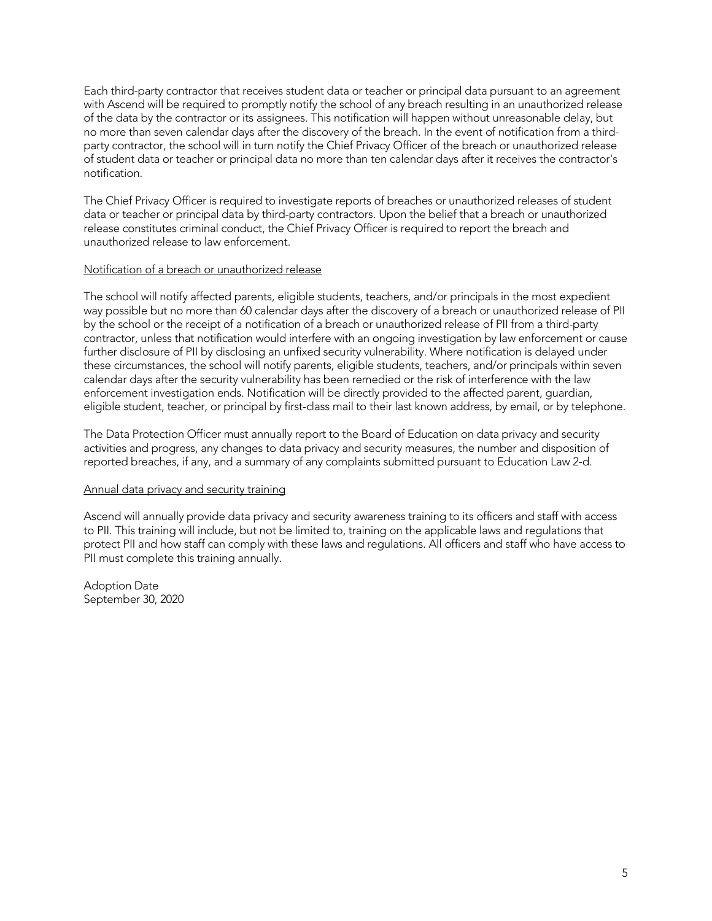Each third-party contractor that receives student data or teacher or principal data pursuant to an agreement with Ascend will be required to promptly notify the school of any breach resulting in an unauthorized release of the data by the contractor or its assignees. This notification will happen without unreasonable delay, but no more than seven calendar days after the discovery of the breach. In the event of notification from a third-party contractor, the school will in turn notify the Chief Privacy Officer of the breach or unauthorized release of student data or teacher or principal data no more than ten calendar days after it receives the contractor's notification.

The Chief Privacy Officer is required to investigate reports of breaches or unauthorized releases of student data or teacher or principal data by third-party contractors. Upon the belief that a breach or unauthorized release constitutes criminal conduct, the Chief Privacy Officer is required to report the breach and unauthorized release to law enforcement.

<u>Notification of a breach or unauthorized release</u>

The school will notify affected parents, eligible students, teachers, and/or principals in the most expedient way possible but no more than 60 calendar days after the discovery of a breach or unauthorized release of PII by the school or the receipt of a notification of a breach or unauthorized release of PII from a third-party contractor, unless that notification would interfere with an ongoing investigation by law enforcement or cause further disclosure of PII by disclosing an unfixed security vulnerability. Where notification is delayed under these circumstances, the school will notify parents, eligible students, teachers, and/or principals within seven calendar days after the security vulnerability has been remedied or the risk of interference with the law enforcement investigation ends. Notification will be directly provided to the affected parent, guardian, eligible student, teacher, or principal by first-class mail to their last known address, by email, or by telephone.

The Data Protection Officer must annually report to the Board of Education on data privacy and security activities and progress, any changes to data privacy and security measures, the number and disposition of reported breaches, if any, and a summary of any complaints submitted pursuant to Education Law 2-d.

<u>Annual data privacy and security training</u>

Ascend will annually provide data privacy and security awareness training to its officers and staff with access to PII. This training will include, but not be limited to, training on the applicable laws and regulations that protect PII and how staff can comply with these laws and regulations. All officers and staff who have access to PII must complete this training annually.

Adoption Date
September 30, 2020